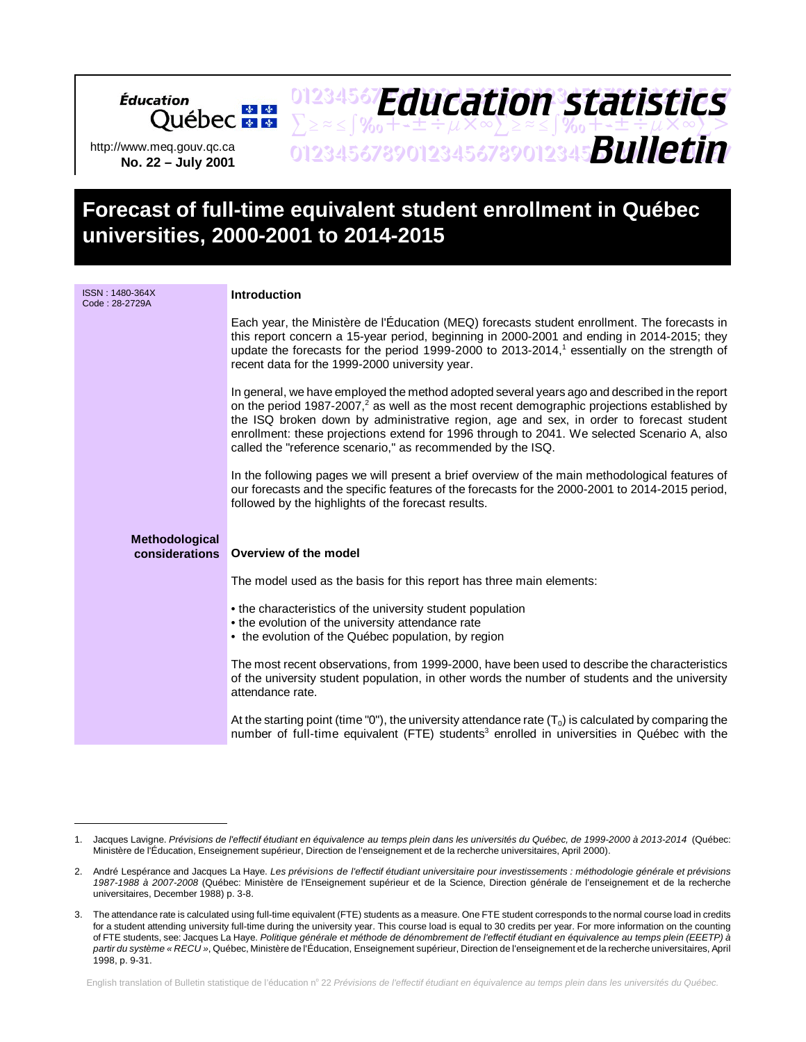Éducation Québec

http://www.meq.gouv.qc.ca

**No. 22 – July 2001**

# Education statistics Bulletin

# Forecast of full-time equivalent student enrollment in Québec universities, 2000-2001 to 2014-2015

ISSN : 1480-364X
Code : 28-2729A

## Introduction

Each year, the Ministère de l'Éducation (MEQ) forecasts student enrollment. The forecasts in this report concern a 15-year period, beginning in 2000-2001 and ending in 2014-2015; they update the forecasts for the period 1999-2000 to 2013-2014,[1] essentially on the strength of recent data for the 1999-2000 university year.

In general, we have employed the method adopted several years ago and described in the report on the period 1987-2007,[2] as well as the most recent demographic projections established by the ISQ broken down by administrative region, age and sex, in order to forecast student enrollment: these projections extend for 1996 through to 2041. We selected Scenario A, also called the "reference scenario," as recommended by the ISQ.

In the following pages we will present a brief overview of the main methodological features of our forecasts and the specific features of the forecasts for the 2000-2001 to 2014-2015 period, followed by the highlights of the forecast results.

## Methodological considerations

### Overview of the model

The model used as the basis for this report has three main elements:

- the characteristics of the university student population
- the evolution of the university attendance rate
- the evolution of the Québec population, by region

The most recent observations, from 1999-2000, have been used to describe the characteristics of the university student population, in other words the number of students and the university attendance rate.

At the starting point (time "0"), the university attendance rate ($T_0$) is calculated by comparing the number of full-time equivalent (FTE) students[3] enrolled in universities in Québec with the

---

1. Jacques Lavigne. *Prévisions de l'effectif étudiant en équivalence au temps plein dans les universités du Québec, de 1999-2000 à 2013-2014* (Québec: Ministère de l'Éducation, Enseignement supérieur, Direction de l'enseignement et de la recherche universitaires, April 2000).

2. André Lespérance and Jacques La Haye. *Les prévisions de l'effectif étudiant universitaire pour investissements : méthodologie générale et prévisions 1987-1988 à 2007-2008* (Québec: Ministère de l'Enseignement supérieur et de la Science, Direction générale de l'enseignement et de la recherche universitaires, December 1988) p. 3-8.

3. The attendance rate is calculated using full-time equivalent (FTE) students as a measure. One FTE student corresponds to the normal course load in credits for a student attending university full-time during the university year. This course load is equal to 30 credits per year. For more information on the counting of FTE students, see: Jacques La Haye. *Politique générale et méthode de dénombrement de l'effectif étudiant en équivalence au temps plein (EEETP) à partir du système « RECU »*, Québec, Ministère de l'Éducation, Enseignement supérieur, Direction de l'enseignement et de la recherche universitaires, April 1998, p. 9-31.

English translation of Bulletin statistique de l'éducation n° 22 *Prévisions de l'effectif étudiant en équivalence au temps plein dans les universités du Québec.*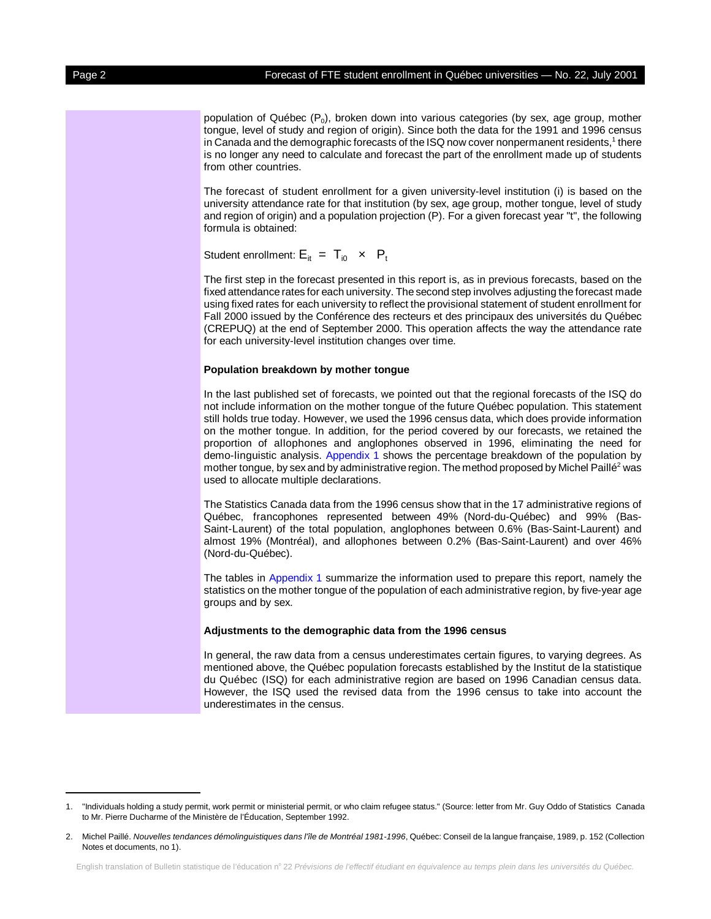population of Québec ($P_0$), broken down into various categories (by sex, age group, mother tongue, level of study and region of origin). Since both the data for the 1991 and 1996 census in Canada and the demographic forecasts of the ISQ now cover nonpermanent residents,[1] there is no longer any need to calculate and forecast the part of the enrollment made up of students from other countries.

The forecast of student enrollment for a given university-level institution (i) is based on the university attendance rate for that institution (by sex, age group, mother tongue, level of study and region of origin) and a population projection (P). For a given forecast year "t", the following formula is obtained:

Student enrollment: $E_{it} = T_{i0} \times P_t$

The first step in the forecast presented in this report is, as in previous forecasts, based on the fixed attendance rates for each university. The second step involves adjusting the forecast made using fixed rates for each university to reflect the provisional statement of student enrollment for Fall 2000 issued by the Conférence des recteurs et des principaux des universités du Québec (CREPUQ) at the end of September 2000. This operation affects the way the attendance rate for each university-level institution changes over time.

**Population breakdown by mother tongue**

In the last published set of forecasts, we pointed out that the regional forecasts of the ISQ do not include information on the mother tongue of the future Québec population. This statement still holds true today. However, we used the 1996 census data, which does provide information on the mother tongue. In addition, for the period covered by our forecasts, we retained the proportion of allophones and anglophones observed in 1996, eliminating the need for demo-linguistic analysis. Appendix 1 shows the percentage breakdown of the population by mother tongue, by sex and by administrative region. The method proposed by Michel Paillé[2] was used to allocate multiple declarations.

The Statistics Canada data from the 1996 census show that in the 17 administrative regions of Québec, francophones represented between 49% (Nord-du-Québec) and 99% (Bas-Saint-Laurent) of the total population, anglophones between 0.6% (Bas-Saint-Laurent) and almost 19% (Montréal), and allophones between 0.2% (Bas-Saint-Laurent) and over 46% (Nord-du-Québec).

The tables in Appendix 1 summarize the information used to prepare this report, namely the statistics on the mother tongue of the population of each administrative region, by five-year age groups and by sex.

**Adjustments to the demographic data from the 1996 census**

In general, the raw data from a census underestimates certain figures, to varying degrees. As mentioned above, the Québec population forecasts established by the Institut de la statistique du Québec (ISQ) for each administrative region are based on 1996 Canadian census data. However, the ISQ used the revised data from the 1996 census to take into account the underestimates in the census.

---

1. "Individuals holding a study permit, work permit or ministerial permit, or who claim refugee status." (Source: letter from Mr. Guy Oddo of Statistics Canada to Mr. Pierre Ducharme of the Ministère de l'Éducation, September 1992.

2. Michel Paillé. *Nouvelles tendances démolinguistiques dans l'île de Montréal 1981-1996*, Québec: Conseil de la langue française, 1989, p. 152 (Collection Notes et documents, no 1).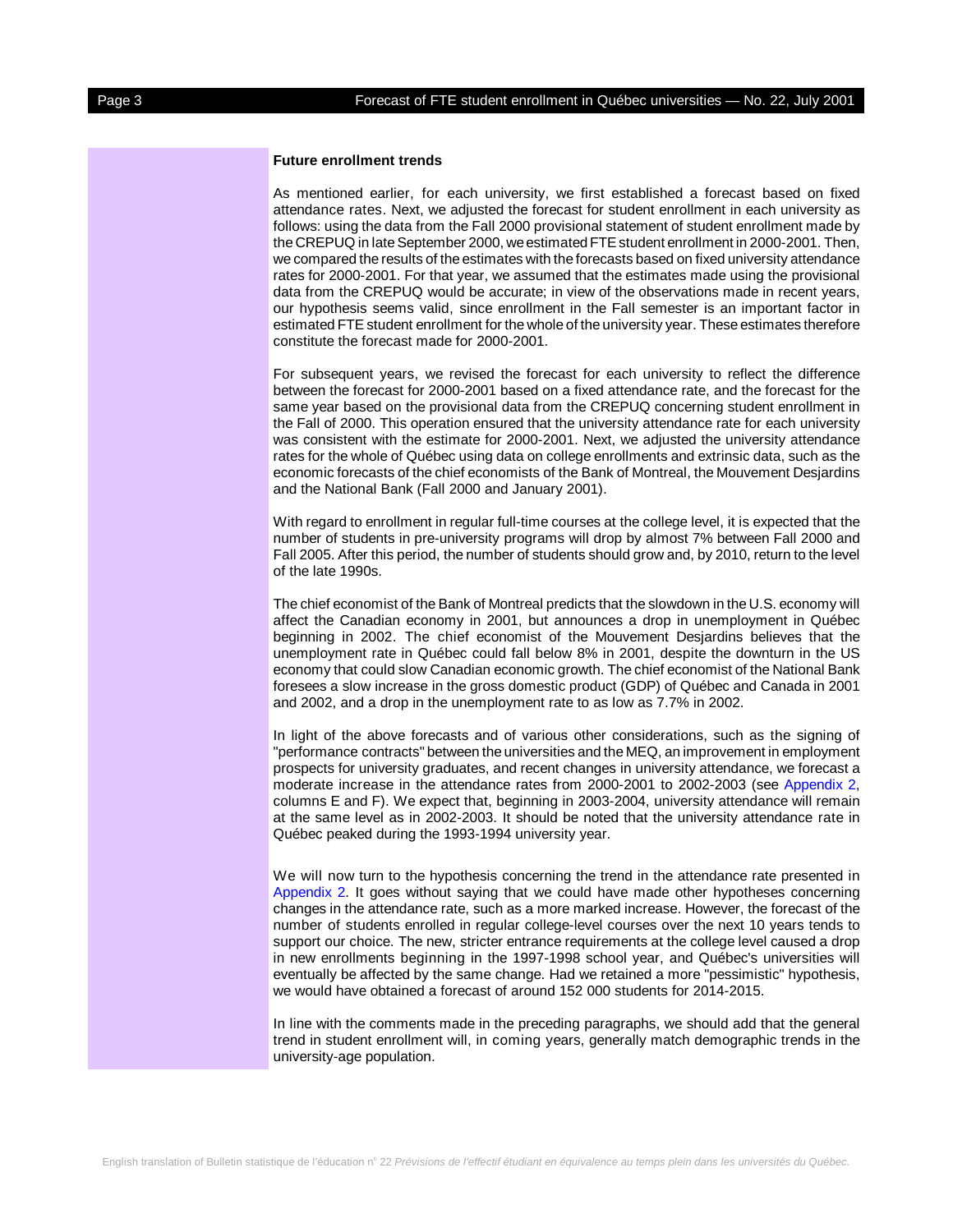**Future enrollment trends**

As mentioned earlier, for each university, we first established a forecast based on fixed attendance rates. Next, we adjusted the forecast for student enrollment in each university as follows: using the data from the Fall 2000 provisional statement of student enrollment made by the CREPUQ in late September 2000, we estimated FTE student enrollment in 2000-2001. Then, we compared the results of the estimates with the forecasts based on fixed university attendance rates for 2000-2001. For that year, we assumed that the estimates made using the provisional data from the CREPUQ would be accurate; in view of the observations made in recent years, our hypothesis seems valid, since enrollment in the Fall semester is an important factor in estimated FTE student enrollment for the whole of the university year. These estimates therefore constitute the forecast made for 2000-2001.

For subsequent years, we revised the forecast for each university to reflect the difference between the forecast for 2000-2001 based on a fixed attendance rate, and the forecast for the same year based on the provisional data from the CREPUQ concerning student enrollment in the Fall of 2000. This operation ensured that the university attendance rate for each university was consistent with the estimate for 2000-2001. Next, we adjusted the university attendance rates for the whole of Québec using data on college enrollments and extrinsic data, such as the economic forecasts of the chief economists of the Bank of Montreal, the Mouvement Desjardins and the National Bank (Fall 2000 and January 2001).

With regard to enrollment in regular full-time courses at the college level, it is expected that the number of students in pre-university programs will drop by almost 7% between Fall 2000 and Fall 2005. After this period, the number of students should grow and, by 2010, return to the level of the late 1990s.

The chief economist of the Bank of Montreal predicts that the slowdown in the U.S. economy will affect the Canadian economy in 2001, but announces a drop in unemployment in Québec beginning in 2002. The chief economist of the Mouvement Desjardins believes that the unemployment rate in Québec could fall below 8% in 2001, despite the downturn in the US economy that could slow Canadian economic growth. The chief economist of the National Bank foresees a slow increase in the gross domestic product (GDP) of Québec and Canada in 2001 and 2002, and a drop in the unemployment rate to as low as 7.7% in 2002.

In light of the above forecasts and of various other considerations, such as the signing of "performance contracts" between the universities and the MEQ, an improvement in employment prospects for university graduates, and recent changes in university attendance, we forecast a moderate increase in the attendance rates from 2000-2001 to 2002-2003 (see Appendix 2, columns E and F). We expect that, beginning in 2003-2004, university attendance will remain at the same level as in 2002-2003. It should be noted that the university attendance rate in Québec peaked during the 1993-1994 university year.

We will now turn to the hypothesis concerning the trend in the attendance rate presented in Appendix 2. It goes without saying that we could have made other hypotheses concerning changes in the attendance rate, such as a more marked increase. However, the forecast of the number of students enrolled in regular college-level courses over the next 10 years tends to support our choice. The new, stricter entrance requirements at the college level caused a drop in new enrollments beginning in the 1997-1998 school year, and Québec's universities will eventually be affected by the same change. Had we retained a more "pessimistic" hypothesis, we would have obtained a forecast of around 152 000 students for 2014-2015.

In line with the comments made in the preceding paragraphs, we should add that the general trend in student enrollment will, in coming years, generally match demographic trends in the university-age population.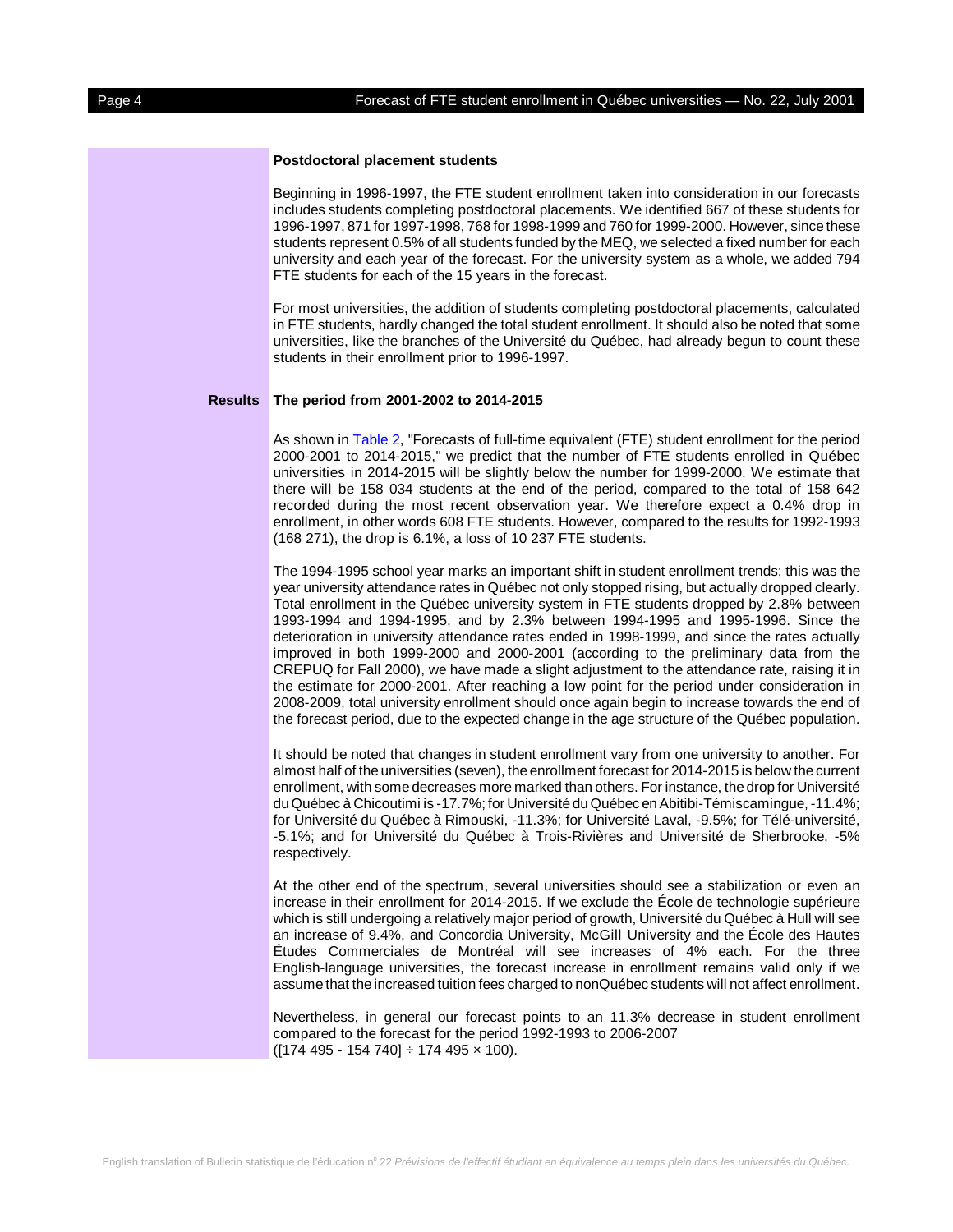### Postdoctoral placement students

Beginning in 1996-1997, the FTE student enrollment taken into consideration in our forecasts includes students completing postdoctoral placements. We identified 667 of these students for 1996-1997, 871 for 1997-1998, 768 for 1998-1999 and 760 for 1999-2000. However, since these students represent 0.5% of all students funded by the MEQ, we selected a fixed number for each university and each year of the forecast. For the university system as a whole, we added 794 FTE students for each of the 15 years in the forecast.

For most universities, the addition of students completing postdoctoral placements, calculated in FTE students, hardly changed the total student enrollment. It should also be noted that some universities, like the branches of the Université du Québec, had already begun to count these students in their enrollment prior to 1996-1997.

## Results

### The period from 2001-2002 to 2014-2015

As shown in Table 2, "Forecasts of full-time equivalent (FTE) student enrollment for the period 2000-2001 to 2014-2015," we predict that the number of FTE students enrolled in Québec universities in 2014-2015 will be slightly below the number for 1999-2000. We estimate that there will be 158 034 students at the end of the period, compared to the total of 158 642 recorded during the most recent observation year. We therefore expect a 0.4% drop in enrollment, in other words 608 FTE students. However, compared to the results for 1992-1993 (168 271), the drop is 6.1%, a loss of 10 237 FTE students.

The 1994-1995 school year marks an important shift in student enrollment trends; this was the year university attendance rates in Québec not only stopped rising, but actually dropped clearly. Total enrollment in the Québec university system in FTE students dropped by 2.8% between 1993-1994 and 1994-1995, and by 2.3% between 1994-1995 and 1995-1996. Since the deterioration in university attendance rates ended in 1998-1999, and since the rates actually improved in both 1999-2000 and 2000-2001 (according to the preliminary data from the CREPUQ for Fall 2000), we have made a slight adjustment to the attendance rate, raising it in the estimate for 2000-2001. After reaching a low point for the period under consideration in 2008-2009, total university enrollment should once again begin to increase towards the end of the forecast period, due to the expected change in the age structure of the Québec population.

It should be noted that changes in student enrollment vary from one university to another. For almost half of the universities (seven), the enrollment forecast for 2014-2015 is below the current enrollment, with some decreases more marked than others. For instance, the drop for Université du Québec à Chicoutimi is -17.7%; for Université du Québec en Abitibi-Témiscamingue, -11.4%; for Université du Québec à Rimouski, -11.3%; for Université Laval, -9.5%; for Télé-université, -5.1%; and for Université du Québec à Trois-Rivières and Université de Sherbrooke, -5% respectively.

At the other end of the spectrum, several universities should see a stabilization or even an increase in their enrollment for 2014-2015. If we exclude the École de technologie supérieure which is still undergoing a relatively major period of growth, Université du Québec à Hull will see an increase of 9.4%, and Concordia University, McGill University and the École des Hautes Études Commerciales de Montréal will see increases of 4% each. For the three English-language universities, the forecast increase in enrollment remains valid only if we assume that the increased tuition fees charged to nonQuébec students will not affect enrollment.

Nevertheless, in general our forecast points to an 11.3% decrease in student enrollment compared to the forecast for the period 1992-1993 to 2006-2007
([174 495 - 154 740] ÷ 174 495 × 100).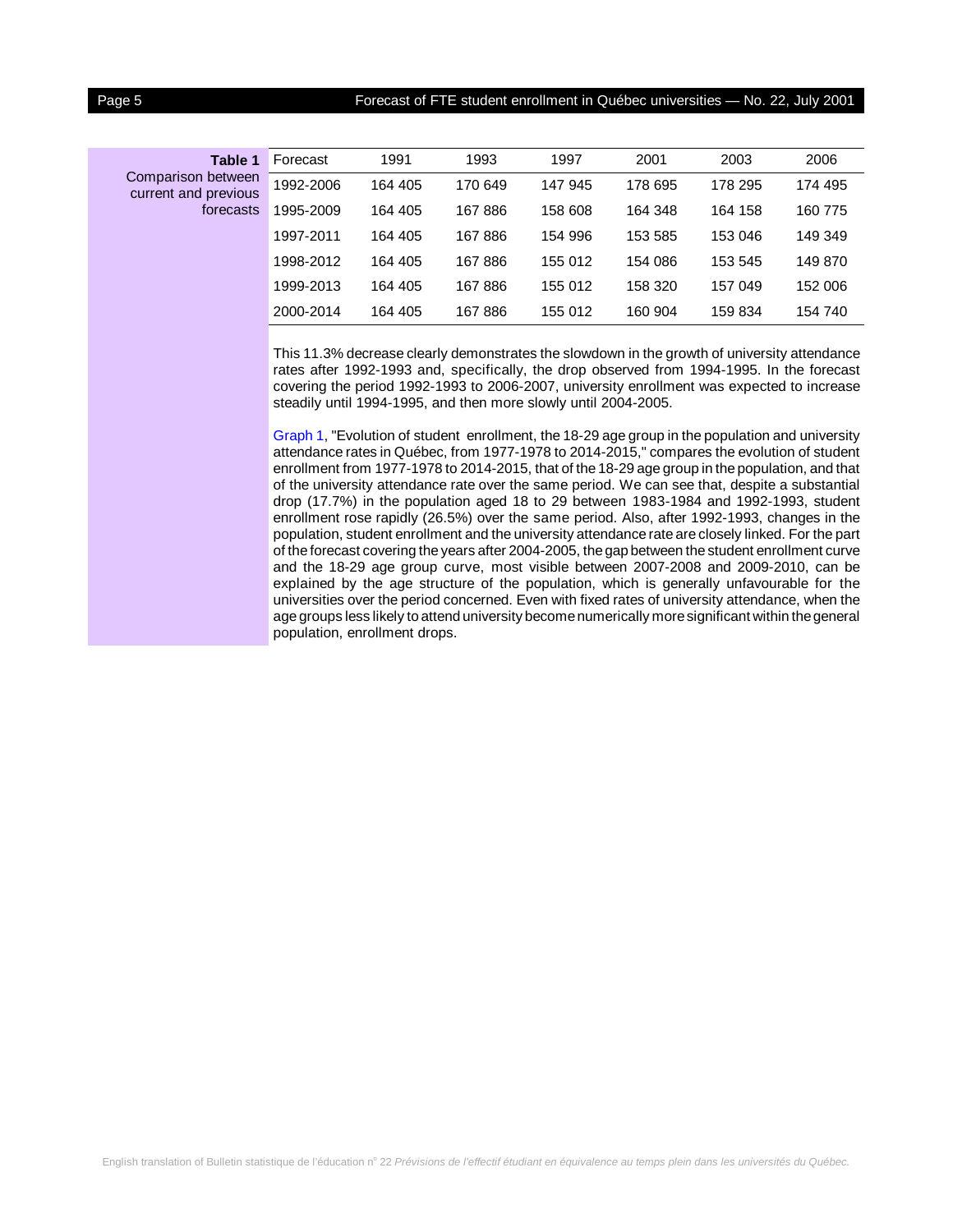**Table 1** Comparison between current and previous forecasts

| Forecast | 1991 | 1993 | 1997 | 2001 | 2003 | 2006 |
|---|---|---|---|---|---|---|
| 1992-2006 | 164 405 | 170 649 | 147 945 | 178 695 | 178 295 | 174 495 |
| 1995-2009 | 164 405 | 167 886 | 158 608 | 164 348 | 164 158 | 160 775 |
| 1997-2011 | 164 405 | 167 886 | 154 996 | 153 585 | 153 046 | 149 349 |
| 1998-2012 | 164 405 | 167 886 | 155 012 | 154 086 | 153 545 | 149 870 |
| 1999-2013 | 164 405 | 167 886 | 155 012 | 158 320 | 157 049 | 152 006 |
| 2000-2014 | 164 405 | 167 886 | 155 012 | 160 904 | 159 834 | 154 740 |

This 11.3% decrease clearly demonstrates the slowdown in the growth of university attendance rates after 1992-1993 and, specifically, the drop observed from 1994-1995. In the forecast covering the period 1992-1993 to 2006-2007, university enrollment was expected to increase steadily until 1994-1995, and then more slowly until 2004-2005.

Graph 1, "Evolution of student enrollment, the 18-29 age group in the population and university attendance rates in Québec, from 1977-1978 to 2014-2015," compares the evolution of student enrollment from 1977-1978 to 2014-2015, that of the 18-29 age group in the population, and that of the university attendance rate over the same period. We can see that, despite a substantial drop (17.7%) in the population aged 18 to 29 between 1983-1984 and 1992-1993, student enrollment rose rapidly (26.5%) over the same period. Also, after 1992-1993, changes in the population, student enrollment and the university attendance rate are closely linked. For the part of the forecast covering the years after 2004-2005, the gap between the student enrollment curve and the 18-29 age group curve, most visible between 2007-2008 and 2009-2010, can be explained by the age structure of the population, which is generally unfavourable for the universities over the period concerned. Even with fixed rates of university attendance, when the age groups less likely to attend university become numerically more significant within the general population, enrollment drops.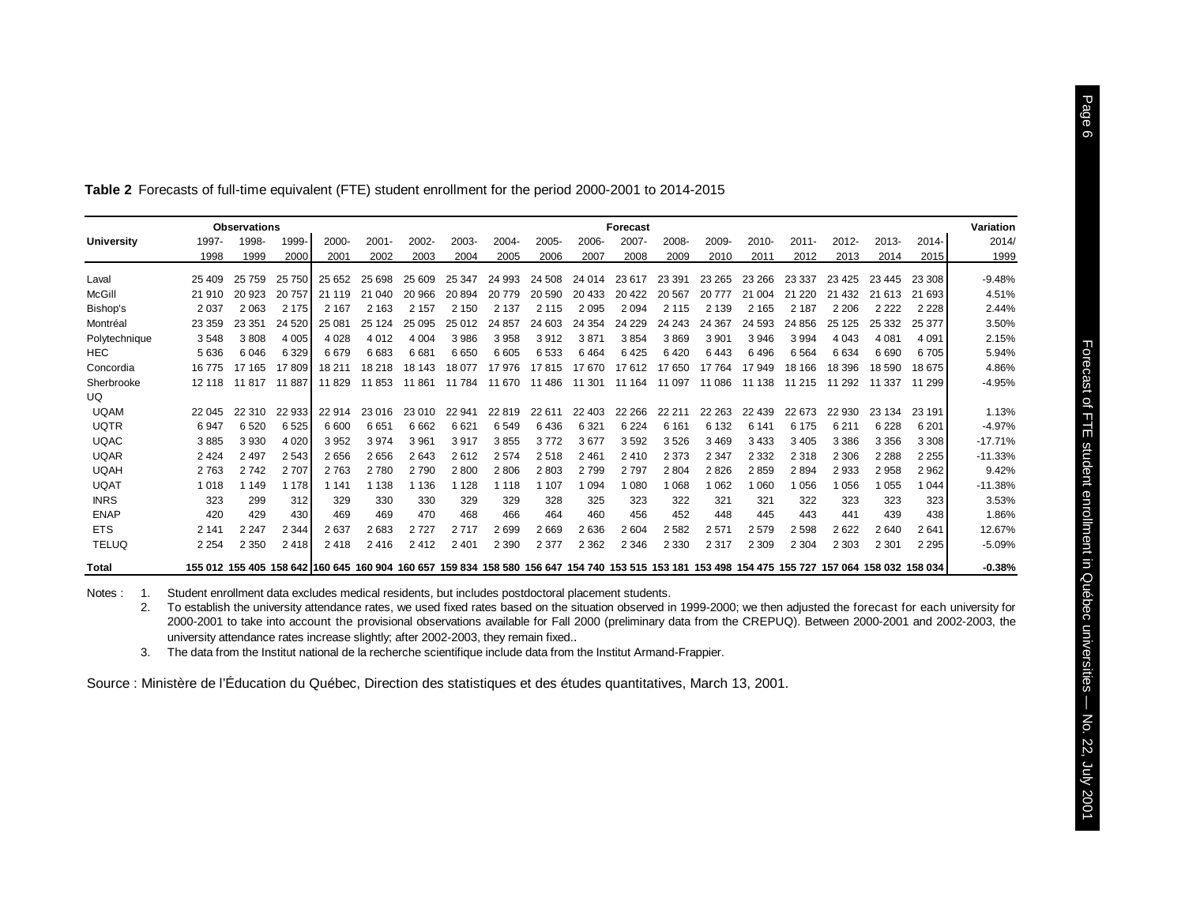**Table 2** Forecasts of full-time equivalent (FTE) student enrollment for the period 2000-2001 to 2014-2015

| University | Observations | | | Forecast | | | | | | | | | | | | | | | Variation |
|---|---|---|---|---|---|---|---|---|---|---|---|---|---|---|---|---|---|---|---|
| | 1997-1998 | 1998-1999 | 1999-2000 | 2000-2001 | 2001-2002 | 2002-2003 | 2003-2004 | 2004-2005 | 2005-2006 | 2006-2007 | 2007-2008 | 2008-2009 | 2009-2010 | 2010-2011 | 2011-2012 | 2012-2013 | 2013-2014 | 2014-2015 | 2014/1999 |
| Laval | 25 409 | 25 759 | 25 750 | 25 652 | 25 698 | 25 609 | 25 347 | 24 993 | 24 508 | 24 014 | 23 617 | 23 391 | 23 265 | 23 266 | 23 337 | 23 425 | 23 445 | 23 308 | -9.48% |
| McGill | 21 910 | 20 923 | 20 757 | 21 119 | 21 040 | 20 966 | 20 894 | 20 779 | 20 590 | 20 433 | 20 422 | 20 567 | 20 777 | 21 004 | 21 220 | 21 432 | 21 613 | 21 693 | 4.51% |
| Bishop's | 2 037 | 2 063 | 2 175 | 2 167 | 2 163 | 2 157 | 2 150 | 2 137 | 2 115 | 2 095 | 2 094 | 2 115 | 2 139 | 2 165 | 2 187 | 2 206 | 2 222 | 2 228 | 2.44% |
| Montréal | 23 359 | 23 351 | 24 520 | 25 081 | 25 124 | 25 095 | 25 012 | 24 857 | 24 603 | 24 354 | 24 229 | 24 243 | 24 367 | 24 593 | 24 856 | 25 125 | 25 332 | 25 377 | 3.50% |
| Polytechnique | 3 548 | 3 808 | 4 005 | 4 028 | 4 012 | 4 004 | 3 986 | 3 958 | 3 912 | 3 871 | 3 854 | 3 869 | 3 901 | 3 946 | 3 994 | 4 043 | 4 081 | 4 091 | 2.15% |
| HEC | 5 636 | 6 046 | 6 329 | 6 679 | 6 683 | 6 681 | 6 650 | 6 605 | 6 533 | 6 464 | 6 425 | 6 420 | 6 443 | 6 496 | 6 564 | 6 634 | 6 690 | 6 705 | 5.94% |
| Concordia | 16 775 | 17 165 | 17 809 | 18 211 | 18 218 | 18 143 | 18 077 | 17 976 | 17 815 | 17 670 | 17 612 | 17 650 | 17 764 | 17 949 | 18 166 | 18 396 | 18 590 | 18 675 | 4.86% |
| Sherbrooke | 12 118 | 11 817 | 11 887 | 11 829 | 11 853 | 11 861 | 11 784 | 11 670 | 11 486 | 11 301 | 11 164 | 11 097 | 11 086 | 11 138 | 11 215 | 11 292 | 11 337 | 11 299 | -4.95% |
| UQ | | | | | | | | | | | | | | | | | | | |
| UQAM | 22 045 | 22 310 | 22 933 | 22 914 | 23 016 | 23 010 | 22 941 | 22 819 | 22 611 | 22 403 | 22 266 | 22 211 | 22 263 | 22 439 | 22 673 | 22 930 | 23 134 | 23 191 | 1.13% |
| UQTR | 6 947 | 6 520 | 6 525 | 6 600 | 6 651 | 6 662 | 6 621 | 6 549 | 6 436 | 6 321 | 6 224 | 6 161 | 6 132 | 6 141 | 6 175 | 6 211 | 6 228 | 6 201 | -4.97% |
| UQAC | 3 885 | 3 930 | 4 020 | 3 952 | 3 974 | 3 961 | 3 917 | 3 855 | 3 772 | 3 677 | 3 592 | 3 526 | 3 469 | 3 433 | 3 405 | 3 386 | 3 356 | 3 308 | -17.71% |
| UQAR | 2 424 | 2 497 | 2 543 | 2 656 | 2 656 | 2 643 | 2 612 | 2 574 | 2 518 | 2 461 | 2 410 | 2 373 | 2 347 | 2 332 | 2 318 | 2 306 | 2 288 | 2 255 | -11.33% |
| UQAH | 2 763 | 2 742 | 2 707 | 2 763 | 2 780 | 2 790 | 2 800 | 2 806 | 2 803 | 2 799 | 2 797 | 2 804 | 2 826 | 2 859 | 2 894 | 2 933 | 2 958 | 2 962 | 9.42% |
| UQAT | 1 018 | 1 149 | 1 178 | 1 141 | 1 138 | 1 136 | 1 128 | 1 118 | 1 107 | 1 094 | 1 080 | 1 068 | 1 062 | 1 060 | 1 056 | 1 056 | 1 055 | 1 044 | -11.38% |
| INRS | 323 | 299 | 312 | 329 | 330 | 330 | 329 | 329 | 328 | 325 | 323 | 322 | 321 | 321 | 322 | 323 | 323 | 323 | 3.53% |
| ENAP | 420 | 429 | 430 | 469 | 469 | 470 | 468 | 466 | 464 | 460 | 456 | 452 | 448 | 445 | 443 | 441 | 439 | 438 | 1.86% |
| ETS | 2 141 | 2 247 | 2 344 | 2 637 | 2 683 | 2 727 | 2 717 | 2 699 | 2 669 | 2 636 | 2 604 | 2 582 | 2 571 | 2 579 | 2 598 | 2 622 | 2 640 | 2 641 | 12.67% |
| TELUQ | 2 254 | 2 350 | 2 418 | 2 418 | 2 416 | 2 412 | 2 401 | 2 390 | 2 377 | 2 362 | 2 346 | 2 330 | 2 317 | 2 309 | 2 304 | 2 303 | 2 301 | 2 295 | -5.09% |
| **Total** | **155 012** | **155 405** | **158 642** | **160 645** | **160 904** | **160 657** | **159 834** | **158 580** | **156 647** | **154 740** | **153 515** | **153 181** | **153 498** | **154 475** | **155 727** | **157 064** | **158 032** | **158 034** | **-0.38%** |

Notes :
1. Student enrollment data excludes medical residents, but includes postdoctoral placement students.
2. To establish the university attendance rates, we used fixed rates based on the situation observed in 1999-2000; we then adjusted the forecast for each university for 2000-2001 to take into account the provisional observations available for Fall 2000 (preliminary data from the CREPUQ). Between 2000-2001 and 2002-2003, the university attendance rates increase slightly; after 2002-2003, they remain fixed..
3. The data from the Institut national de la recherche scientifique include data from the Institut Armand-Frappier.

Source : Ministère de l'Éducation du Québec, Direction des statistiques et des études quantitatives, March 13, 2001.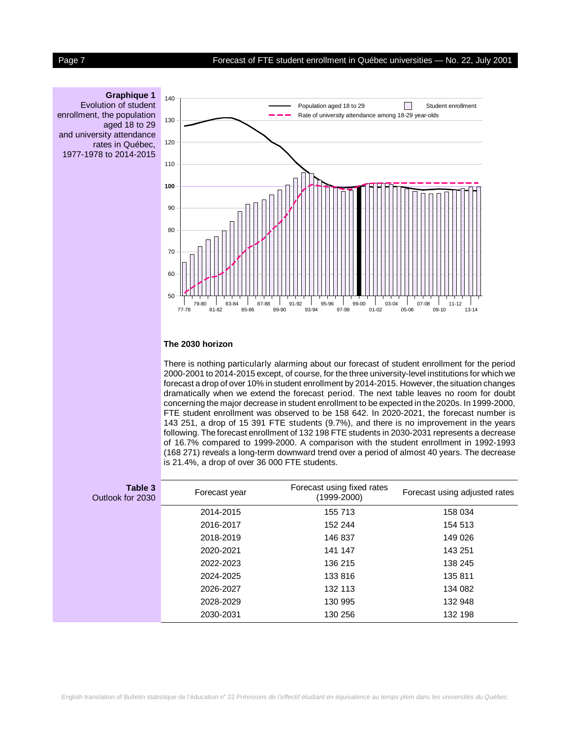**Graphique 1**
Evolution of student enrollment, the population aged 18 to 29 and university attendance rates in Québec, 1977-1978 to 2014-2015

### The 2030 horizon

There is nothing particularly alarming about our forecast of student enrollment for the period 2000-2001 to 2014-2015 except, of course, for the three university-level institutions for which we forecast a drop of over 10% in student enrollment by 2014-2015. However, the situation changes dramatically when we extend the forecast period. The next table leaves no room for doubt concerning the major decrease in student enrollment to be expected in the 2020s. In 1999-2000, FTE student enrollment was observed to be 158 642. In 2020-2021, the forecast number is 143 251, a drop of 15 391 FTE students (9.7%), and there is no improvement in the years following. The forecast enrollment of 132 198 FTE students in 2030-2031 represents a decrease of 16.7% compared to 1999-2000. A comparison with the student enrollment in 1992-1993 (168 271) reveals a long-term downward trend over a period of almost 40 years. The decrease is 21.4%, a drop of over 36 000 FTE students.

**Table 3**
Outlook for 2030

| Forecast year | Forecast using fixed rates (1999-2000) | Forecast using adjusted rates |
|---|---|---|
| 2014-2015 | 155 713 | 158 034 |
| 2016-2017 | 152 244 | 154 513 |
| 2018-2019 | 146 837 | 149 026 |
| 2020-2021 | 141 147 | 143 251 |
| 2022-2023 | 136 215 | 138 245 |
| 2024-2025 | 133 816 | 135 811 |
| 2026-2027 | 132 113 | 134 082 |
| 2028-2029 | 130 995 | 132 948 |
| 2030-2031 | 130 256 | 132 198 |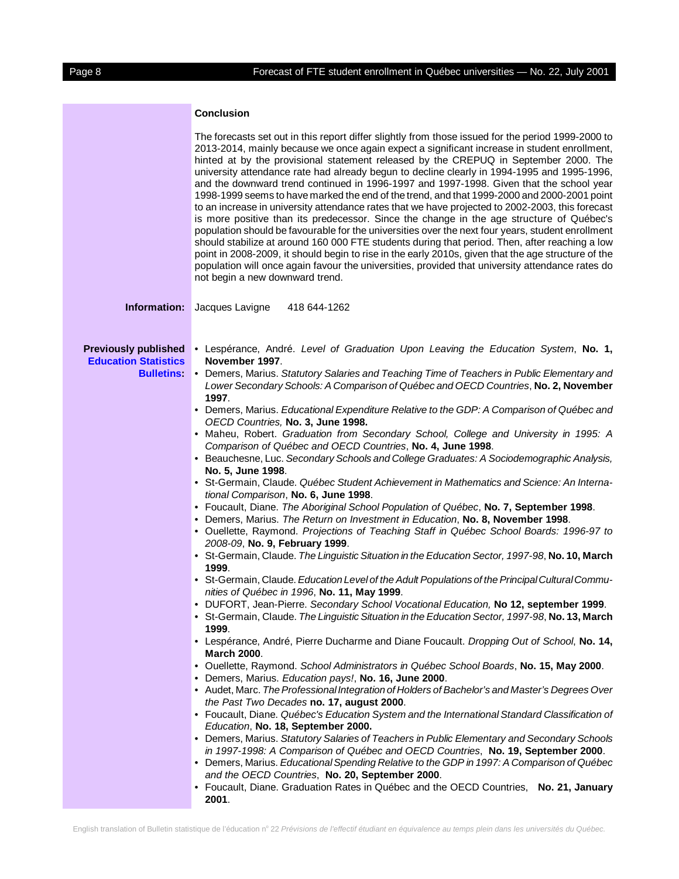## Conclusion

The forecasts set out in this report differ slightly from those issued for the period 1999-2000 to 2013-2014, mainly because we once again expect a significant increase in student enrollment, hinted at by the provisional statement released by the CREPUQ in September 2000. The university attendance rate had already begun to decline clearly in 1994-1995 and 1995-1996, and the downward trend continued in 1996-1997 and 1997-1998. Given that the school year 1998-1999 seems to have marked the end of the trend, and that 1999-2000 and 2000-2001 point to an increase in university attendance rates that we have projected to 2002-2003, this forecast is more positive than its predecessor. Since the change in the age structure of Québec's population should be favourable for the universities over the next four years, student enrollment should stabilize at around 160 000 FTE students during that period. Then, after reaching a low point in 2008-2009, it should begin to rise in the early 2010s, given that the age structure of the population will once again favour the universities, provided that university attendance rates do not begin a new downward trend.

**Information:** Jacques Lavigne 418 644-1262

**Previously published Education Statistics Bulletins:**

- Lespérance, André. *Level of Graduation Upon Leaving the Education System*, **No. 1, November 1997**.
- Demers, Marius. *Statutory Salaries and Teaching Time of Teachers in Public Elementary and Lower Secondary Schools: A Comparison of Québec and OECD Countries*, **No. 2, November 1997**.
- Demers, Marius. *Educational Expenditure Relative to the GDP: A Comparison of Québec and OECD Countries,* **No. 3, June 1998.**
- Maheu, Robert. *Graduation from Secondary School, College and University in 1995: A Comparison of Québec and OECD Countries*, **No. 4, June 1998**.
- Beauchesne, Luc. *Secondary Schools and College Graduates: A Sociodemographic Analysis,* **No. 5, June 1998**.
- St-Germain, Claude. *Québec Student Achievement in Mathematics and Science: An International Comparison*, **No. 6, June 1998**.
- Foucault, Diane. *The Aboriginal School Population of Québec*, **No. 7, September 1998**.
- Demers, Marius. *The Return on Investment in Education*, **No. 8, November 1998**.
- Ouellette, Raymond. *Projections of Teaching Staff in Québec School Boards: 1996-97 to 2008-09*, **No. 9, February 1999**.
- St-Germain, Claude. *The Linguistic Situation in the Education Sector, 1997-98*, **No. 10, March 1999**.
- St-Germain, Claude. *Education Level of the Adult Populations of the Principal Cultural Communities of Québec in 1996*, **No. 11, May 1999**.
- DUFORT, Jean-Pierre. *Secondary School Vocational Education,* **No 12, september 1999**.
- St-Germain, Claude. *The Linguistic Situation in the Education Sector, 1997-98*, **No. 13, March 1999**.
- Lespérance, André, Pierre Ducharme and Diane Foucault. *Dropping Out of School*, **No. 14, March 2000**.
- Ouellette, Raymond. *School Administrators in Québec School Boards*, **No. 15, May 2000**.
- Demers, Marius. *Education pays!*, **No. 16, June 2000**.
- Audet, Marc. *The Professional Integration of Holders of Bachelor's and Master's Degrees Over the Past Two Decades* **no. 17, august 2000**.
- Foucault, Diane. *Québec's Education System and the International Standard Classification of Education*, **No. 18, September 2000.**
- Demers, Marius. *Statutory Salaries of Teachers in Public Elementary and Secondary Schools in 1997-1998: A Comparison of Québec and OECD Countries*, **No. 19, September 2000**.
- Demers, Marius. *Educational Spending Relative to the GDP in 1997: A Comparison of Québec and the OECD Countries*, **No. 20, September 2000**.
- Foucault, Diane. Graduation Rates in Québec and the OECD Countries, **No. 21, January 2001**.

English translation of Bulletin statistique de l'éducation n° 22 *Prévisions de l'effectif étudiant en équivalence au temps plein dans les universités du Québec.*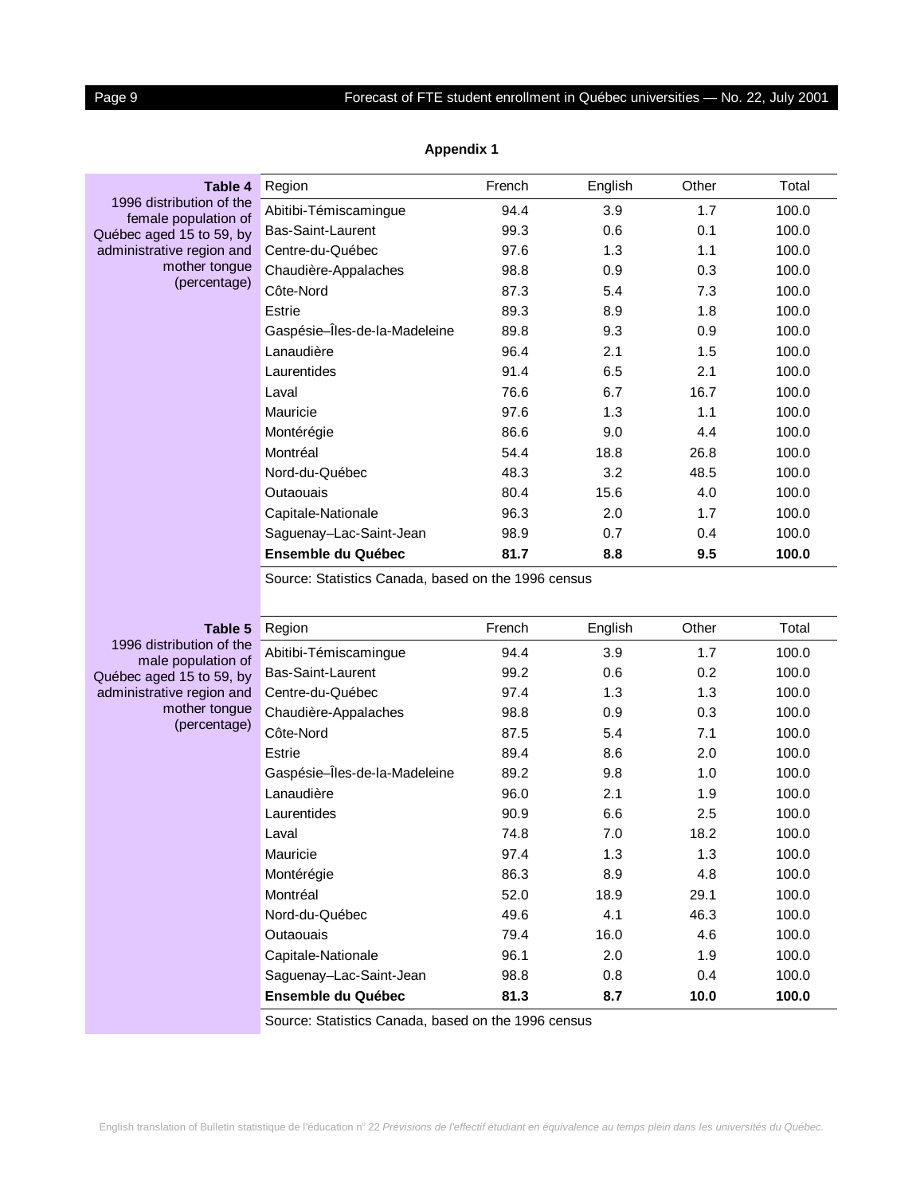## Appendix 1

**Table 4**
1996 distribution of the female population of Québec aged 15 to 59, by administrative region and mother tongue (percentage)

| Region | French | English | Other | Total |
|---|---|---|---|---|
| Abitibi-Témiscamingue | 94.4 | 3.9 | 1.7 | 100.0 |
| Bas-Saint-Laurent | 99.3 | 0.6 | 0.1 | 100.0 |
| Centre-du-Québec | 97.6 | 1.3 | 1.1 | 100.0 |
| Chaudière-Appalaches | 98.8 | 0.9 | 0.3 | 100.0 |
| Côte-Nord | 87.3 | 5.4 | 7.3 | 100.0 |
| Estrie | 89.3 | 8.9 | 1.8 | 100.0 |
| Gaspésie–Îles-de-la-Madeleine | 89.8 | 9.3 | 0.9 | 100.0 |
| Lanaudière | 96.4 | 2.1 | 1.5 | 100.0 |
| Laurentides | 91.4 | 6.5 | 2.1 | 100.0 |
| Laval | 76.6 | 6.7 | 16.7 | 100.0 |
| Mauricie | 97.6 | 1.3 | 1.1 | 100.0 |
| Montérégie | 86.6 | 9.0 | 4.4 | 100.0 |
| Montréal | 54.4 | 18.8 | 26.8 | 100.0 |
| Nord-du-Québec | 48.3 | 3.2 | 48.5 | 100.0 |
| Outaouais | 80.4 | 15.6 | 4.0 | 100.0 |
| Capitale-Nationale | 96.3 | 2.0 | 1.7 | 100.0 |
| Saguenay–Lac-Saint-Jean | 98.9 | 0.7 | 0.4 | 100.0 |
| **Ensemble du Québec** | **81.7** | **8.8** | **9.5** | **100.0** |

Source: Statistics Canada, based on the 1996 census

**Table 5**
1996 distribution of the male population of Québec aged 15 to 59, by administrative region and mother tongue (percentage)

| Region | French | English | Other | Total |
|---|---|---|---|---|
| Abitibi-Témiscamingue | 94.4 | 3.9 | 1.7 | 100.0 |
| Bas-Saint-Laurent | 99.2 | 0.6 | 0.2 | 100.0 |
| Centre-du-Québec | 97.4 | 1.3 | 1.3 | 100.0 |
| Chaudière-Appalaches | 98.8 | 0.9 | 0.3 | 100.0 |
| Côte-Nord | 87.5 | 5.4 | 7.1 | 100.0 |
| Estrie | 89.4 | 8.6 | 2.0 | 100.0 |
| Gaspésie–Îles-de-la-Madeleine | 89.2 | 9.8 | 1.0 | 100.0 |
| Lanaudière | 96.0 | 2.1 | 1.9 | 100.0 |
| Laurentides | 90.9 | 6.6 | 2.5 | 100.0 |
| Laval | 74.8 | 7.0 | 18.2 | 100.0 |
| Mauricie | 97.4 | 1.3 | 1.3 | 100.0 |
| Montérégie | 86.3 | 8.9 | 4.8 | 100.0 |
| Montréal | 52.0 | 18.9 | 29.1 | 100.0 |
| Nord-du-Québec | 49.6 | 4.1 | 46.3 | 100.0 |
| Outaouais | 79.4 | 16.0 | 4.6 | 100.0 |
| Capitale-Nationale | 96.1 | 2.0 | 1.9 | 100.0 |
| Saguenay–Lac-Saint-Jean | 98.8 | 0.8 | 0.4 | 100.0 |
| **Ensemble du Québec** | **81.3** | **8.7** | **10.0** | **100.0** |

Source: Statistics Canada, based on the 1996 census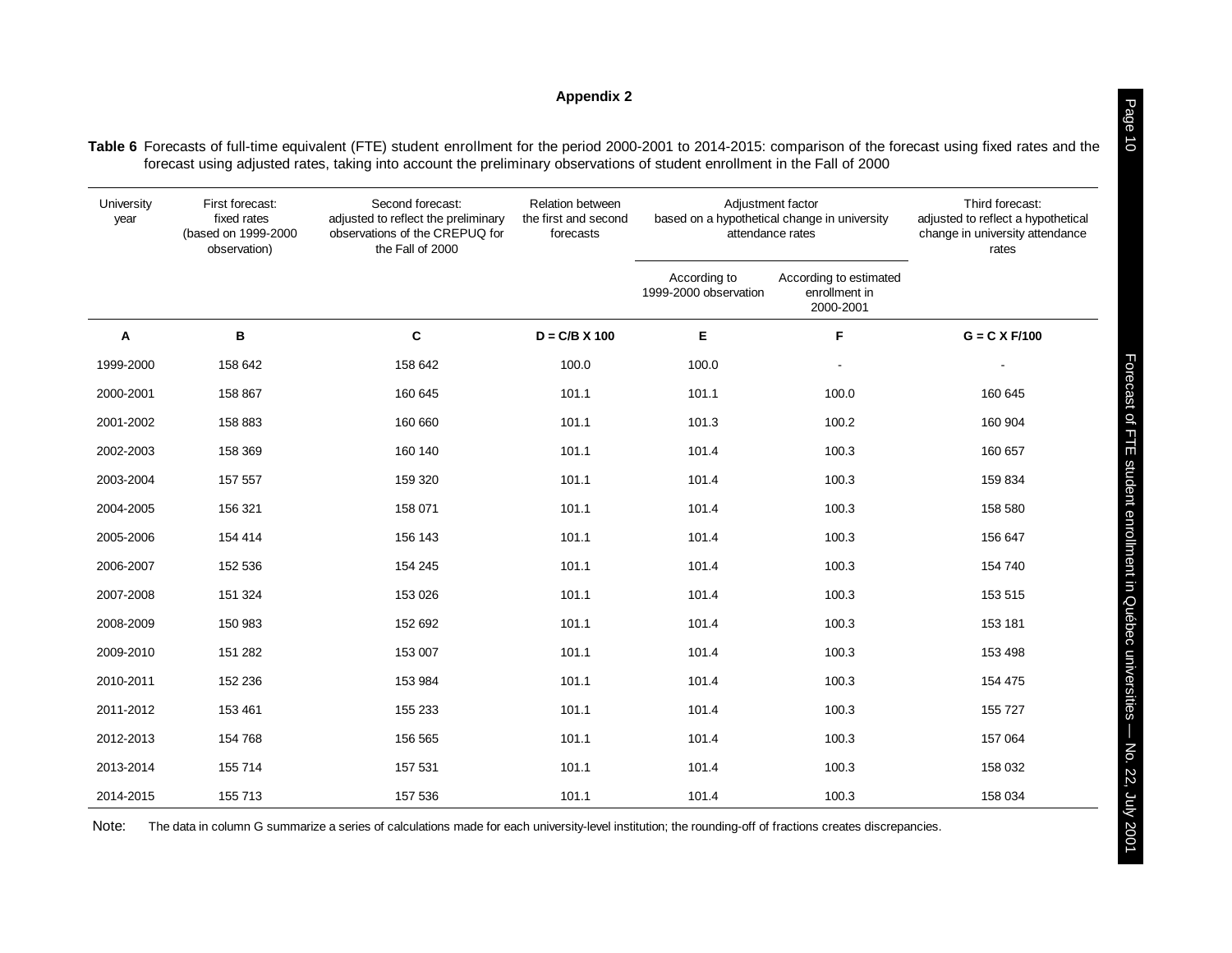## Appendix 2

**Table 6** Forecasts of full-time equivalent (FTE) student enrollment for the period 2000-2001 to 2014-2015: comparison of the forecast using fixed rates and the forecast using adjusted rates, taking into account the preliminary observations of student enrollment in the Fall of 2000

| University year | First forecast: fixed rates (based on 1999-2000 observation) | Second forecast: adjusted to reflect the preliminary observations of the CREPUQ for the Fall of 2000 | Relation between the first and second forecasts | Adjustment factor based on a hypothetical change in university attendance rates | | Third forecast: adjusted to reflect a hypothetical change in university attendance rates |
|---|---|---|---|---|---|---|
| | | | | According to 1999-2000 observation | According to estimated enrollment in 2000-2001 | |
| **A** | **B** | **C** | **D = C/B X 100** | **E** | **F** | **G = C X F/100** |
| 1999-2000 | 158 642 | 158 642 | 100.0 | 100.0 | - | - |
| 2000-2001 | 158 867 | 160 645 | 101.1 | 101.1 | 100.0 | 160 645 |
| 2001-2002 | 158 883 | 160 660 | 101.1 | 101.3 | 100.2 | 160 904 |
| 2002-2003 | 158 369 | 160 140 | 101.1 | 101.4 | 100.3 | 160 657 |
| 2003-2004 | 157 557 | 159 320 | 101.1 | 101.4 | 100.3 | 159 834 |
| 2004-2005 | 156 321 | 158 071 | 101.1 | 101.4 | 100.3 | 158 580 |
| 2005-2006 | 154 414 | 156 143 | 101.1 | 101.4 | 100.3 | 156 647 |
| 2006-2007 | 152 536 | 154 245 | 101.1 | 101.4 | 100.3 | 154 740 |
| 2007-2008 | 151 324 | 153 026 | 101.1 | 101.4 | 100.3 | 153 515 |
| 2008-2009 | 150 983 | 152 692 | 101.1 | 101.4 | 100.3 | 153 181 |
| 2009-2010 | 151 282 | 153 007 | 101.1 | 101.4 | 100.3 | 153 498 |
| 2010-2011 | 152 236 | 153 984 | 101.1 | 101.4 | 100.3 | 154 475 |
| 2011-2012 | 153 461 | 155 233 | 101.1 | 101.4 | 100.3 | 155 727 |
| 2012-2013 | 154 768 | 156 565 | 101.1 | 101.4 | 100.3 | 157 064 |
| 2013-2014 | 155 714 | 157 531 | 101.1 | 101.4 | 100.3 | 158 032 |
| 2014-2015 | 155 713 | 157 536 | 101.1 | 101.4 | 100.3 | 158 034 |

Note: The data in column G summarize a series of calculations made for each university-level institution; the rounding-off of fractions creates discrepancies.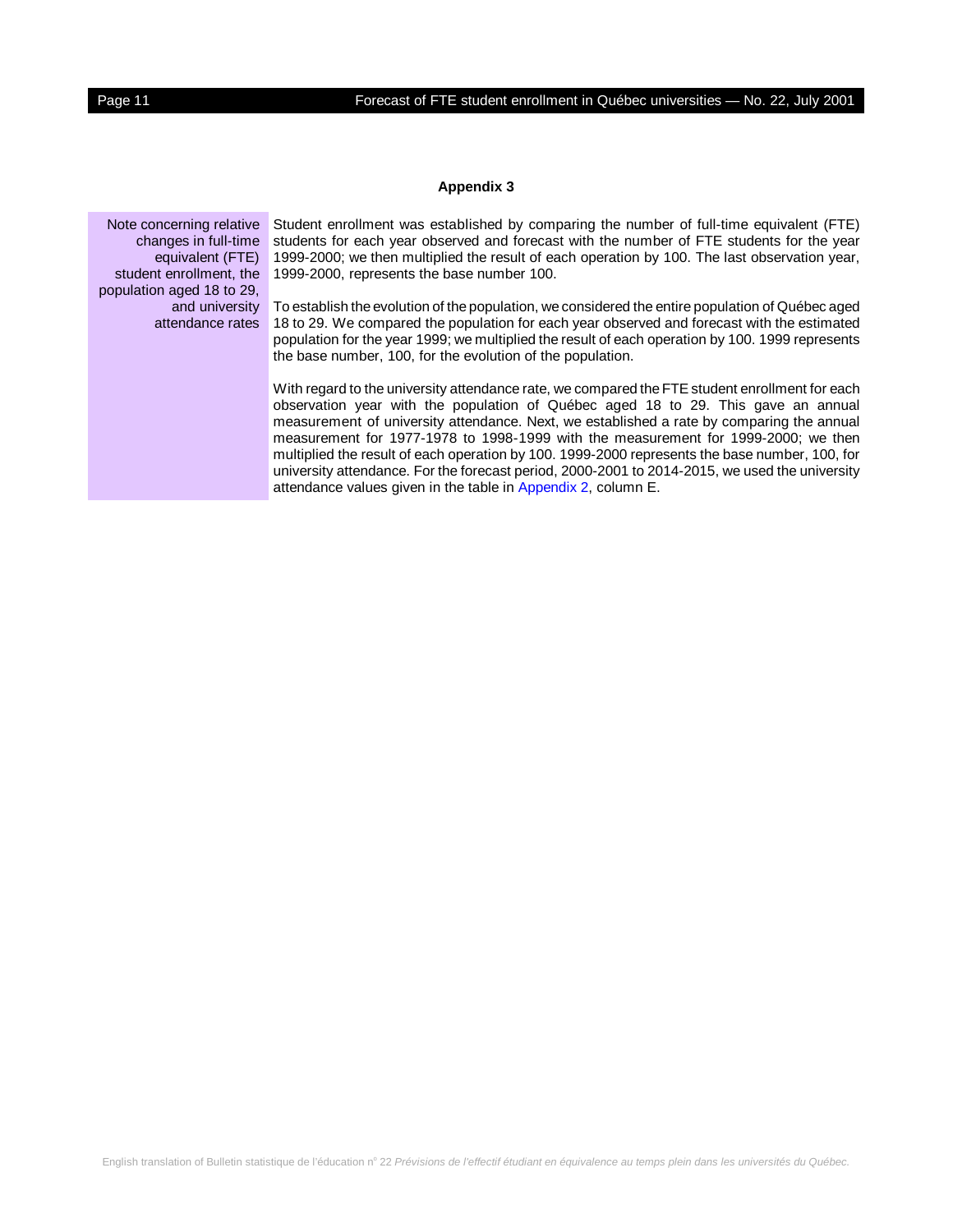## Appendix 3

**Note concerning relative changes in full-time equivalent (FTE) student enrollment, the population aged 18 to 29, and university attendance rates**

Student enrollment was established by comparing the number of full-time equivalent (FTE) students for each year observed and forecast with the number of FTE students for the year 1999-2000; we then multiplied the result of each operation by 100. The last observation year, 1999-2000, represents the base number 100.

To establish the evolution of the population, we considered the entire population of Québec aged 18 to 29. We compared the population for each year observed and forecast with the estimated population for the year 1999; we multiplied the result of each operation by 100. 1999 represents the base number, 100, for the evolution of the population.

With regard to the university attendance rate, we compared the FTE student enrollment for each observation year with the population of Québec aged 18 to 29. This gave an annual measurement of university attendance. Next, we established a rate by comparing the annual measurement for 1977-1978 to 1998-1999 with the measurement for 1999-2000; we then multiplied the result of each operation by 100. 1999-2000 represents the base number, 100, for university attendance. For the forecast period, 2000-2001 to 2014-2015, we used the university attendance values given in the table in Appendix 2, column E.